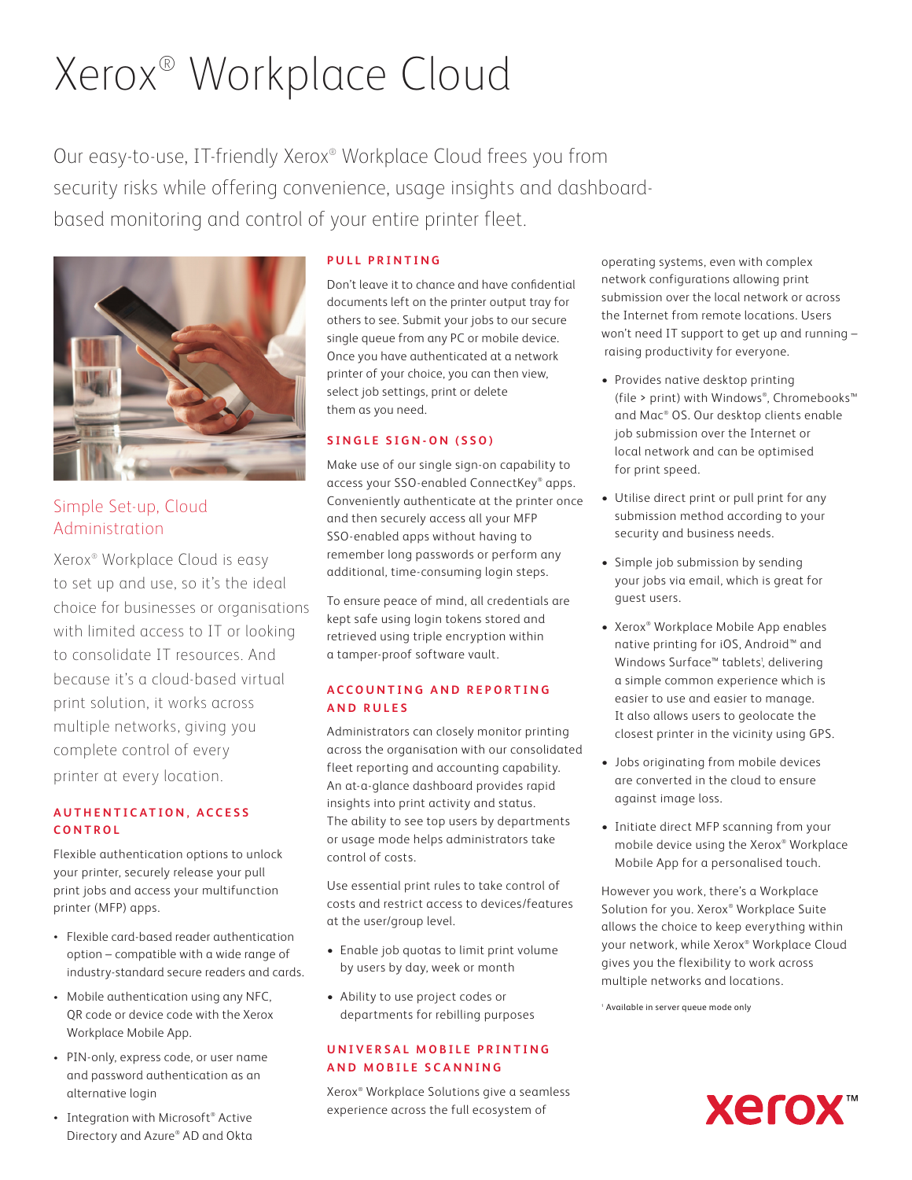# Xerox® Workplace Cloud

Our easy-to-use, IT-friendly Xerox® Workplace Cloud frees you from security risks while offering convenience, usage insights and dashboard-based monitoring and control of your entire printer fleet.

## Simple Set-up, Cloud Administration

Xerox® Workplace Cloud is easy to set up and use, so it's the ideal choice for businesses or organisations with limited access to IT or looking to consolidate IT resources. And because it's a cloud-based virtual print solution, it works across multiple networks, giving you complete control of every printer at every location.

### AUTHENTICATION, ACCESS CONTROL

Flexible authentication options to unlock your printer, securely release your pull print jobs and access your multifunction printer (MFP) apps.

- Flexible card-based reader authentication option – compatible with a wide range of industry-standard secure readers and cards.
- Mobile authentication using any NFC, QR code or device code with the Xerox Workplace Mobile App.
- PIN-only, express code, or user name and password authentication as an alternative login
- Integration with Microsoft® Active Directory and Azure® AD and Okta

### PULL PRINTING

Don't leave it to chance and have confidential documents left on the printer output tray for others to see. Submit your jobs to our secure single queue from any PC or mobile device. Once you have authenticated at a network printer of your choice, you can then view, select job settings, print or delete them as you need.

### SINGLE SIGN-ON (SSO)

Make use of our single sign-on capability to access your SSO-enabled ConnectKey® apps. Conveniently authenticate at the printer once and then securely access all your MFP SSO-enabled apps without having to remember long passwords or perform any additional, time-consuming login steps.

To ensure peace of mind, all credentials are kept safe using login tokens stored and retrieved using triple encryption within a tamper-proof software vault.

### ACCOUNTING AND REPORTING AND RULES

Administrators can closely monitor printing across the organisation with our consolidated fleet reporting and accounting capability. An at-a-glance dashboard provides rapid insights into print activity and status. The ability to see top users by departments or usage mode helps administrators take control of costs.

Use essential print rules to take control of costs and restrict access to devices/features at the user/group level.

- Enable job quotas to limit print volume by users by day, week or month
- Ability to use project codes or departments for rebilling purposes

### UNIVERSAL MOBILE PRINTING AND MOBILE SCANNING

Xerox® Workplace Solutions give a seamless experience across the full ecosystem of operating systems, even with complex network configurations allowing print submission over the local network or across the Internet from remote locations. Users won't need IT support to get up and running – raising productivity for everyone.

- Provides native desktop printing (file > print) with Windows®, Chromebooks™ and Mac® OS. Our desktop clients enable job submission over the Internet or local network and can be optimised for print speed.
- Utilise direct print or pull print for any submission method according to your security and business needs.
- Simple job submission by sending your jobs via email, which is great for guest users.
- Xerox® Workplace Mobile App enables native printing for iOS, Android™ and Windows Surface™ tablets[1], delivering a simple common experience which is easier to use and easier to manage. It also allows users to geolocate the closest printer in the vicinity using GPS.
- Jobs originating from mobile devices are converted in the cloud to ensure against image loss.
- Initiate direct MFP scanning from your mobile device using the Xerox® Workplace Mobile App for a personalised touch.

However you work, there's a Workplace Solution for you. Xerox® Workplace Suite allows the choice to keep everything within your network, while Xerox® Workplace Cloud gives you the flexibility to work across multiple networks and locations.

[1] Available in server queue mode only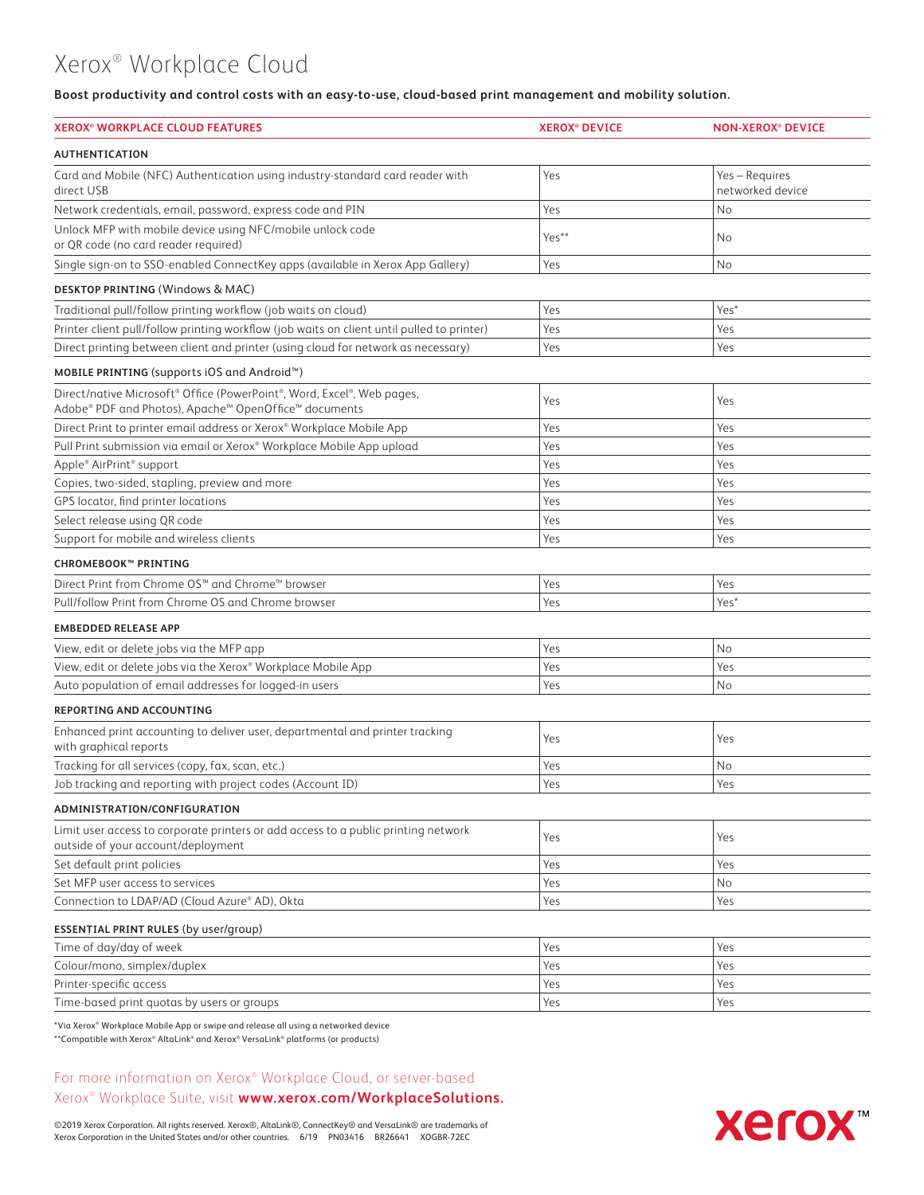# Xerox® Workplace Cloud

**Boost productivity and control costs with an easy-to-use, cloud-based print management and mobility solution.**

| XEROX® WORKPLACE CLOUD FEATURES | XEROX® DEVICE | NON-XEROX® DEVICE |
|---|---|---|
| **AUTHENTICATION** | | |
| Card and Mobile (NFC) Authentication using industry-standard card reader with direct USB | Yes | Yes – Requires networked device |
| Network credentials, email, password, express code and PIN | Yes | No |
| Unlock MFP with mobile device using NFC/mobile unlock code or QR code (no card reader required) | Yes** | No |
| Single sign-on to SSO-enabled ConnectKey apps (available in Xerox App Gallery) | Yes | No |
| **DESKTOP PRINTING** (Windows & MAC) | | |
| Traditional pull/follow printing workflow (job waits on cloud) | Yes | Yes* |
| Printer client pull/follow printing workflow (job waits on client until pulled to printer) | Yes | Yes |
| Direct printing between client and printer (using cloud for network as necessary) | Yes | Yes |
| **MOBILE PRINTING** (supports iOS and Android™) | | |
| Direct/native Microsoft® Office (PowerPoint®, Word, Excel®, Web pages, Adobe® PDF and Photos), Apache™ OpenOffice™ documents | Yes | Yes |
| Direct Print to printer email address or Xerox® Workplace Mobile App | Yes | Yes |
| Pull Print submission via email or Xerox® Workplace Mobile App upload | Yes | Yes |
| Apple® AirPrint® support | Yes | Yes |
| Copies, two-sided, stapling, preview and more | Yes | Yes |
| GPS locator, find printer locations | Yes | Yes |
| Select release using QR code | Yes | Yes |
| Support for mobile and wireless clients | Yes | Yes |
| **CHROMEBOOK™ PRINTING** | | |
| Direct Print from Chrome OS™ and Chrome™ browser | Yes | Yes |
| Pull/follow Print from Chrome OS and Chrome browser | Yes | Yes* |
| **EMBEDDED RELEASE APP** | | |
| View, edit or delete jobs via the MFP app | Yes | No |
| View, edit or delete jobs via the Xerox® Workplace Mobile App | Yes | Yes |
| Auto population of email addresses for logged-in users | Yes | No |
| **REPORTING AND ACCOUNTING** | | |
| Enhanced print accounting to deliver user, departmental and printer tracking with graphical reports | Yes | Yes |
| Tracking for all services (copy, fax, scan, etc.) | Yes | No |
| Job tracking and reporting with project codes (Account ID) | Yes | Yes |
| **ADMINISTRATION/CONFIGURATION** | | |
| Limit user access to corporate printers or add access to a public printing network outside of your account/deployment | Yes | Yes |
| Set default print policies | Yes | Yes |
| Set MFP user access to services | Yes | No |
| Connection to LDAP/AD (Cloud Azure® AD), Okta | Yes | Yes |
| **ESSENTIAL PRINT RULES** (by user/group) | | |
| Time of day/day of week | Yes | Yes |
| Colour/mono, simplex/duplex | Yes | Yes |
| Printer-specific access | Yes | Yes |
| Time-based print quotas by users or groups | Yes | Yes |

*Via Xerox® Workplace Mobile App or swipe and release all using a networked device

**Compatible with Xerox® AltaLink® and Xerox® VersaLink® platforms (or products)

For more information on Xerox® Workplace Cloud, or server-based Xerox® Workplace Suite, visit **www.xerox.com/WorkplaceSolutions.**

©2019 Xerox Corporation. All rights reserved. Xerox®, AltaLink®, ConnectKey® and VersaLink® are trademarks of Xerox Corporation in the United States and/or other countries. 6/19 PN03416 BR26641 XOGBR-72EC